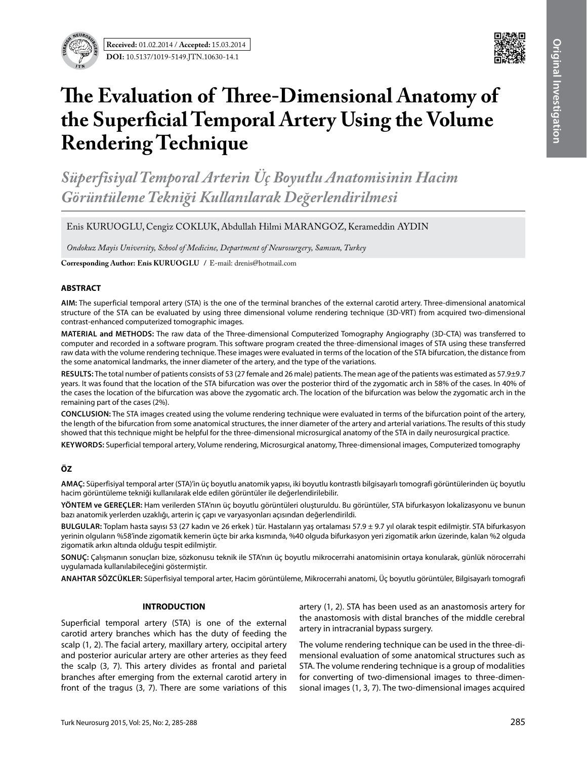**Received:** 01.02.2014 / **Accepted:** 15.03.2014

**DOI:** 10.5137/1019-5149.JTN.10630-14.1

# The Evaluation of Three-Dimensional Anatomy of the Superficial Temporal Artery Using the Volume Rendering Technique

*Süperfisiyal Temporal Arterin Üç Boyutlu Anatomisinin Hacim Görüntüleme Tekniği Kullanılarak Değerlendirilmesi*

Enis KURUOGLU, Cengiz COKLUK, Abdullah Hilmi MARANGOZ, Kerameddin AYDIN

*Ondokuz Mayis University, School of Medicine, Department of Neurosurgery, Samsun, Turkey*

**Corresponding Author: Enis KURUOGLU** / E-mail: drenis@hotmail.com

## ABSTRACT

**AIM:** The superficial temporal artery (STA) is the one of the terminal branches of the external carotid artery. Three-dimensional anatomical structure of the STA can be evaluated by using three dimensional volume rendering technique (3D-VRT) from acquired two-dimensional contrast-enhanced computerized tomographic images.

**MATERIAL and METHODS:** The raw data of the Three-dimensional Computerized Tomography Angiography (3D-CTA) was transferred to computer and recorded in a software program. This software program created the three-dimensional images of STA using these transferred raw data with the volume rendering technique. These images were evaluated in terms of the location of the STA bifurcation, the distance from the some anatomical landmarks, the inner diameter of the artery, and the type of the variations.

**RESULTS:** The total number of patients consists of 53 (27 female and 26 male) patients. The mean age of the patients was estimated as 57.9±9.7 years. It was found that the location of the STA bifurcation was over the posterior third of the zygomatic arch in 58% of the cases. In 40% of the cases the location of the bifurcation was above the zygomatic arch. The location of the bifurcation was below the zygomatic arch in the remaining part of the cases (2%).

**CONCLUSION:** The STA images created using the volume rendering technique were evaluated in terms of the bifurcation point of the artery, the length of the bifurcation from some anatomical structures, the inner diameter of the artery and arterial variations. The results of this study showed that this technique might be helpful for the three-dimensional microsurgical anatomy of the STA in daily neurosurgical practice.

**KEYWORDS:** Superficial temporal artery, Volume rendering, Microsurgical anatomy, Three-dimensional images, Computerized tomography

## ÖZ

**AMAÇ:** Süperfisiyal temporal arter (STA)'in üç boyutlu anatomik yapısı, iki boyutlu kontrastlı bilgisayarlı tomografi görüntülerinden üç boyutlu hacim görüntüleme tekniği kullanılarak elde edilen görüntüler ile değerlendirilebilir.

**YÖNTEM ve GEREÇLER:** Ham verilerden STA'nın üç boyutlu görüntüleri oluşturuldu. Bu görüntüler, STA bifurkasyon lokalizasyonu ve bunun bazı anatomik yerlerden uzaklığı, arterin iç çapı ve varyasyonları açısından değerlendirildi.

**BULGULAR:** Toplam hasta sayısı 53 (27 kadın ve 26 erkek ) tür. Hastaların yaş ortalaması 57.9 ± 9.7 yıl olarak tespit edilmiştir. STA bifurkasyon yerinin olguların %58'inde zigomatik kemerin üçte bir arka kısmında, %40 olguda bifurkasyon yeri zigomatik arkın üzerinde, kalan %2 olguda zigomatik arkın altında olduğu tespit edilmiştir.

**SONUÇ:** Çalışmanın sonuçları bize, sözkonusu teknik ile STA'nın üç boyutlu mikrocerrahi anatomisinin ortaya konularak, günlük nörocerrahi uygulamada kullanılabileceğini göstermiştir.

**ANAHTAR SÖZCÜKLER:** Süperfisiyal temporal arter, Hacim görüntüleme, Mikrocerrahi anatomi, Üç boyutlu görüntüler, Bilgisayarlı tomografi

## INTRODUCTION

Superficial temporal artery (STA) is one of the external carotid artery branches which has the duty of feeding the scalp (1, 2). The facial artery, maxillary artery, occipital artery and posterior auricular artery are other arteries as they feed the scalp (3, 7). This artery divides as frontal and parietal branches after emerging from the external carotid artery in front of the tragus (3, 7). There are some variations of this artery (1, 2). STA has been used as an anastomosis artery for the anastomosis with distal branches of the middle cerebral artery in intracranial bypass surgery.

The volume rendering technique can be used in the three-dimensional evaluation of some anatomical structures such as STA. The volume rendering technique is a group of modalities for converting of two-dimensional images to three-dimensional images (1, 3, 7). The two-dimensional images acquired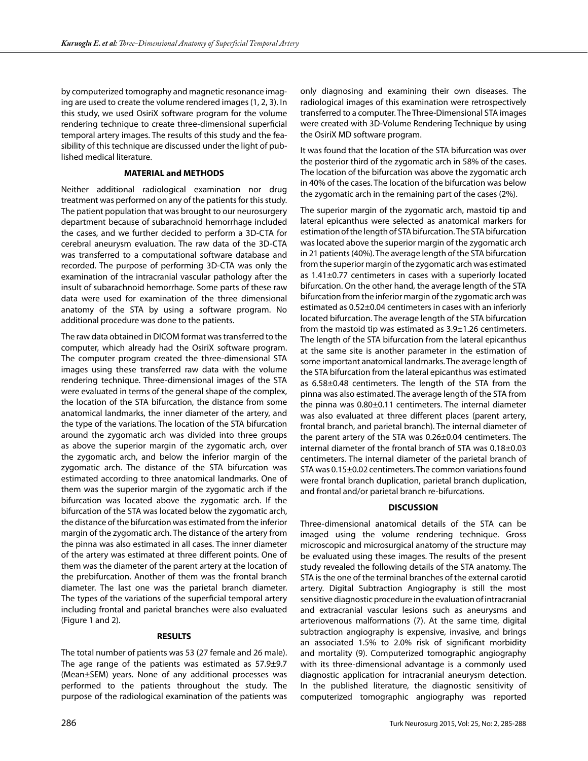by computerized tomography and magnetic resonance imaging are used to create the volume rendered images (1, 2, 3). In this study, we used OsiriX software program for the volume rendering technique to create three-dimensional superficial temporal artery images. The results of this study and the feasibility of this technique are discussed under the light of published medical literature.

## MATERIAL and METHODS

Neither additional radiological examination nor drug treatment was performed on any of the patients for this study. The patient population that was brought to our neurosurgery department because of subarachnoid hemorrhage included the cases, and we further decided to perform a 3D-CTA for cerebral aneurysm evaluation. The raw data of the 3D-CTA was transferred to a computational software database and recorded. The purpose of performing 3D-CTA was only the examination of the intracranial vascular pathology after the insult of subarachnoid hemorrhage. Some parts of these raw data were used for examination of the three dimensional anatomy of the STA by using a software program. No additional procedure was done to the patients.

The raw data obtained in DICOM format was transferred to the computer, which already had the OsiriX software program. The computer program created the three-dimensional STA images using these transferred raw data with the volume rendering technique. Three-dimensional images of the STA were evaluated in terms of the general shape of the complex, the location of the STA bifurcation, the distance from some anatomical landmarks, the inner diameter of the artery, and the type of the variations. The location of the STA bifurcation around the zygomatic arch was divided into three groups as above the superior margin of the zygomatic arch, over the zygomatic arch, and below the inferior margin of the zygomatic arch. The distance of the STA bifurcation was estimated according to three anatomical landmarks. One of them was the superior margin of the zygomatic arch if the bifurcation was located above the zygomatic arch. If the bifurcation of the STA was located below the zygomatic arch, the distance of the bifurcation was estimated from the inferior margin of the zygomatic arch. The distance of the artery from the pinna was also estimated in all cases. The inner diameter of the artery was estimated at three different points. One of them was the diameter of the parent artery at the location of the prebifurcation. Another of them was the frontal branch diameter. The last one was the parietal branch diameter. The types of the variations of the superficial temporal artery including frontal and parietal branches were also evaluated (Figure 1 and 2).

## RESULTS

The total number of patients was 53 (27 female and 26 male). The age range of the patients was estimated as 57.9±9.7 (Mean±SEM) years. None of any additional processes was performed to the patients throughout the study. The purpose of the radiological examination of the patients was only diagnosing and examining their own diseases. The radiological images of this examination were retrospectively transferred to a computer. The Three-Dimensional STA images were created with 3D-Volume Rendering Technique by using the OsiriX MD software program.

It was found that the location of the STA bifurcation was over the posterior third of the zygomatic arch in 58% of the cases. The location of the bifurcation was above the zygomatic arch in 40% of the cases. The location of the bifurcation was below the zygomatic arch in the remaining part of the cases (2%).

The superior margin of the zygomatic arch, mastoid tip and lateral epicanthus were selected as anatomical markers for estimation of the length of STA bifurcation. The STA bifurcation was located above the superior margin of the zygomatic arch in 21 patients (40%). The average length of the STA bifurcation from the superior margin of the zygomatic arch was estimated as 1.41±0.77 centimeters in cases with a superiorly located bifurcation. On the other hand, the average length of the STA bifurcation from the inferior margin of the zygomatic arch was estimated as 0.52±0.04 centimeters in cases with an inferiorly located bifurcation. The average length of the STA bifurcation from the mastoid tip was estimated as 3.9±1.26 centimeters. The length of the STA bifurcation from the lateral epicanthus at the same site is another parameter in the estimation of some important anatomical landmarks. The average length of the STA bifurcation from the lateral epicanthus was estimated as 6.58±0.48 centimeters. The length of the STA from the pinna was also estimated. The average length of the STA from the pinna was 0.80±0.11 centimeters. The internal diameter was also evaluated at three different places (parent artery, frontal branch, and parietal branch). The internal diameter of the parent artery of the STA was 0.26±0.04 centimeters. The internal diameter of the frontal branch of STA was 0.18±0.03 centimeters. The internal diameter of the parietal branch of STA was 0.15±0.02 centimeters. The common variations found were frontal branch duplication, parietal branch duplication, and frontal and/or parietal branch re-bifurcations.

## DISCUSSION

Three-dimensional anatomical details of the STA can be imaged using the volume rendering technique. Gross microscopic and microsurgical anatomy of the structure may be evaluated using these images. The results of the present study revealed the following details of the STA anatomy. The STA is the one of the terminal branches of the external carotid artery. Digital Subtraction Angiography is still the most sensitive diagnostic procedure in the evaluation of intracranial and extracranial vascular lesions such as aneurysms and arteriovenous malformations (7). At the same time, digital subtraction angiography is expensive, invasive, and brings an associated 1.5% to 2.0% risk of significant morbidity and mortality (9). Computerized tomographic angiography with its three-dimensional advantage is a commonly used diagnostic application for intracranial aneurysm detection. In the published literature, the diagnostic sensitivity of computerized tomographic angiography was reported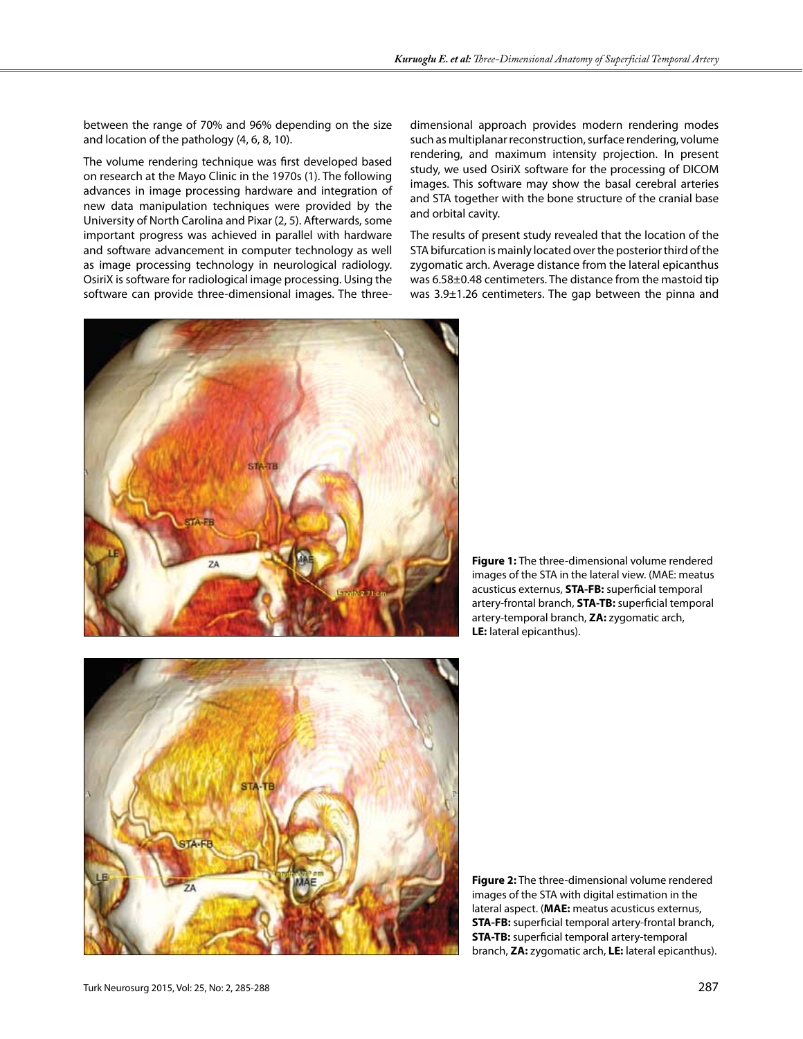between the range of 70% and 96% depending on the size and location of the pathology (4, 6, 8, 10).

The volume rendering technique was first developed based on research at the Mayo Clinic in the 1970s (1). The following advances in image processing hardware and integration of new data manipulation techniques were provided by the University of North Carolina and Pixar (2, 5). Afterwards, some important progress was achieved in parallel with hardware and software advancement in computer technology as well as image processing technology in neurological radiology. OsiriX is software for radiological image processing. Using the software can provide three-dimensional images. The three-dimensional approach provides modern rendering modes such as multiplanar reconstruction, surface rendering, volume rendering, and maximum intensity projection. In present study, we used OsiriX software for the processing of DICOM images. This software may show the basal cerebral arteries and STA together with the bone structure of the cranial base and orbital cavity.

The results of present study revealed that the location of the STA bifurcation is mainly located over the posterior third of the zygomatic arch. Average distance from the lateral epicanthus was 6.58±0.48 centimeters. The distance from the mastoid tip was 3.9±1.26 centimeters. The gap between the pinna and

**Figure 1:** The three-dimensional volume rendered images of the STA in the lateral view. (MAE: meatus acusticus externus, **STA-FB:** superficial temporal artery-frontal branch, **STA-TB:** superficial temporal artery-temporal branch, **ZA:** zygomatic arch, **LE:** lateral epicanthus).

**Figure 2:** The three-dimensional volume rendered images of the STA with digital estimation in the lateral aspect. (**MAE:** meatus acusticus externus, **STA-FB:** superficial temporal artery-frontal branch, **STA-TB:** superficial temporal artery-temporal branch, **ZA:** zygomatic arch, **LE:** lateral epicanthus).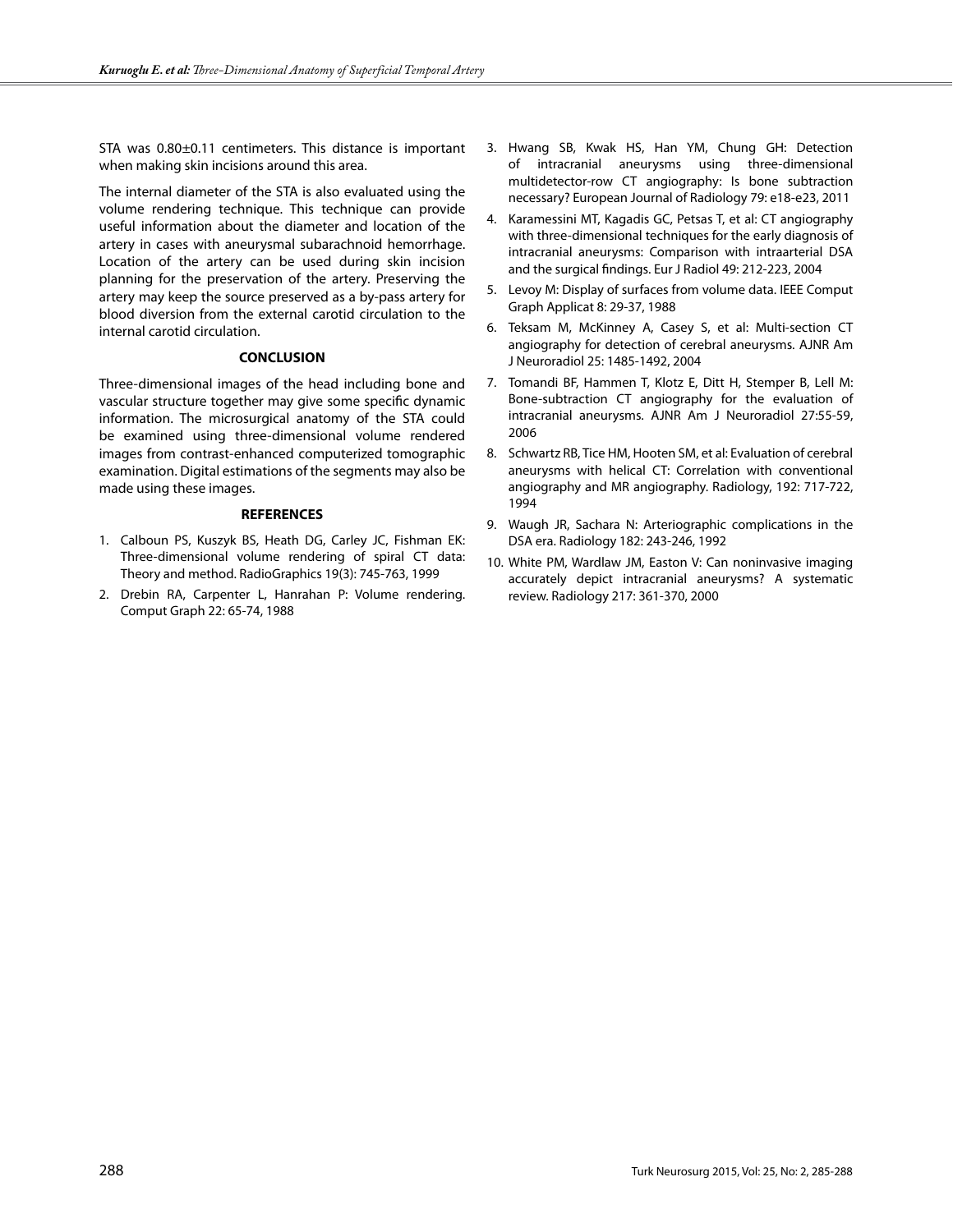STA was 0.80±0.11 centimeters. This distance is important when making skin incisions around this area.

The internal diameter of the STA is also evaluated using the volume rendering technique. This technique can provide useful information about the diameter and location of the artery in cases with aneurysmal subarachnoid hemorrhage. Location of the artery can be used during skin incision planning for the preservation of the artery. Preserving the artery may keep the source preserved as a by-pass artery for blood diversion from the external carotid circulation to the internal carotid circulation.

## CONCLUSION

Three-dimensional images of the head including bone and vascular structure together may give some specific dynamic information. The microsurgical anatomy of the STA could be examined using three-dimensional volume rendered images from contrast-enhanced computerized tomographic examination. Digital estimations of the segments may also be made using these images.

## REFERENCES

1. Calboun PS, Kuszyk BS, Heath DG, Carley JC, Fishman EK: Three-dimensional volume rendering of spiral CT data: Theory and method. RadioGraphics 19(3): 745-763, 1999
2. Drebin RA, Carpenter L, Hanrahan P: Volume rendering. Comput Graph 22: 65-74, 1988
3. Hwang SB, Kwak HS, Han YM, Chung GH: Detection of intracranial aneurysms using three-dimensional multidetector-row CT angiography: Is bone subtraction necessary? European Journal of Radiology 79: e18-e23, 2011
4. Karamessini MT, Kagadis GC, Petsas T, et al: CT angiography with three-dimensional techniques for the early diagnosis of intracranial aneurysms: Comparison with intraarterial DSA and the surgical findings. Eur J Radiol 49: 212-223, 2004
5. Levoy M: Display of surfaces from volume data. IEEE Comput Graph Applicat 8: 29-37, 1988
6. Teksam M, McKinney A, Casey S, et al: Multi-section CT angiography for detection of cerebral aneurysms. AJNR Am J Neuroradiol 25: 1485-1492, 2004
7. Tomandi BF, Hammen T, Klotz E, Ditt H, Stemper B, Lell M: Bone-subtraction CT angiography for the evaluation of intracranial aneurysms. AJNR Am J Neuroradiol 27:55-59, 2006
8. Schwartz RB, Tice HM, Hooten SM, et al: Evaluation of cerebral aneurysms with helical CT: Correlation with conventional angiography and MR angiography. Radiology, 192: 717-722, 1994
9. Waugh JR, Sachara N: Arteriographic complications in the DSA era. Radiology 182: 243-246, 1992
10. White PM, Wardlaw JM, Easton V: Can noninvasive imaging accurately depict intracranial aneurysms? A systematic review. Radiology 217: 361-370, 2000